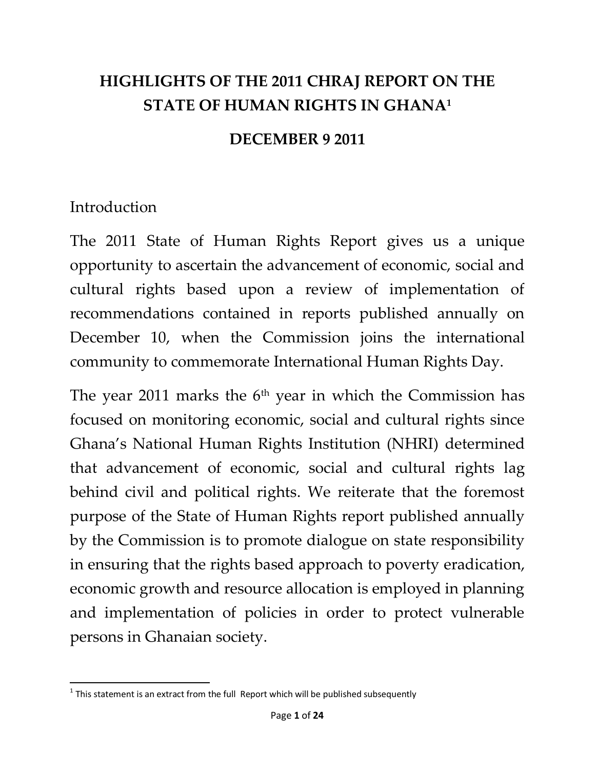# HIGHLIGHTS OF THE 2011 CHRAJ REPORT ON THE STATE OF HUMAN RIGHTS IN GHANA[1]

## DECEMBER 9 2011

## Introduction

The 2011 State of Human Rights Report gives us a unique opportunity to ascertain the advancement of economic, social and cultural rights based upon a review of implementation of recommendations contained in reports published annually on December 10, when the Commission joins the international community to commemorate International Human Rights Day.

The year 2011 marks the 6th year in which the Commission has focused on monitoring economic, social and cultural rights since Ghana's National Human Rights Institution (NHRI) determined that advancement of economic, social and cultural rights lag behind civil and political rights. We reiterate that the foremost purpose of the State of Human Rights report published annually by the Commission is to promote dialogue on state responsibility in ensuring that the rights based approach to poverty eradication, economic growth and resource allocation is employed in planning and implementation of policies in order to protect vulnerable persons in Ghanaian society.

---

[1] This statement is an extract from the full Report which will be published subsequently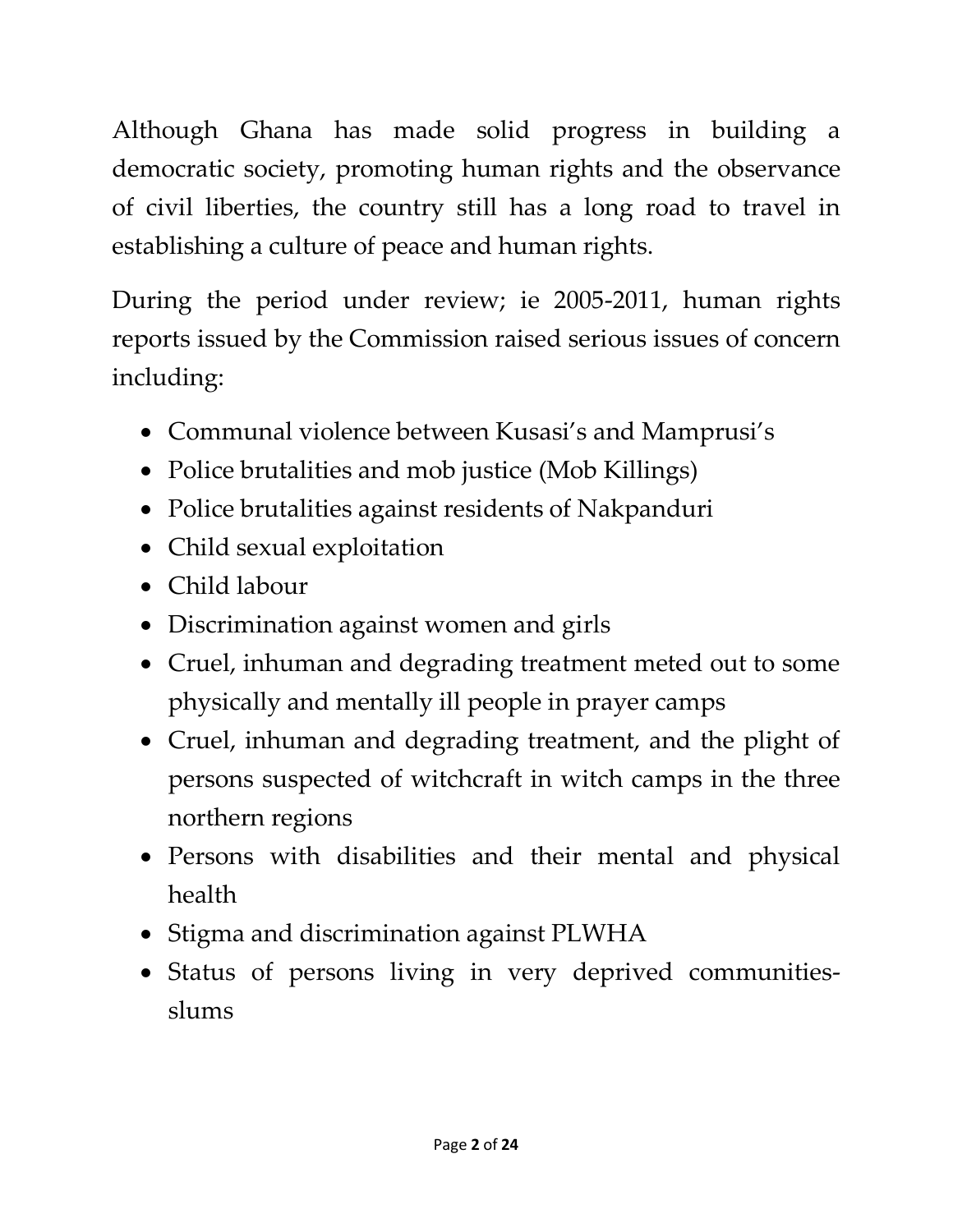Although Ghana has made solid progress in building a democratic society, promoting human rights and the observance of civil liberties, the country still has a long road to travel in establishing a culture of peace and human rights.

During the period under review; ie 2005-2011, human rights reports issued by the Commission raised serious issues of concern including:

- Communal violence between Kusasi's and Mamprusi's
- Police brutalities and mob justice (Mob Killings)
- Police brutalities against residents of Nakpanduri
- Child sexual exploitation
- Child labour
- Discrimination against women and girls
- Cruel, inhuman and degrading treatment meted out to some physically and mentally ill people in prayer camps
- Cruel, inhuman and degrading treatment, and the plight of persons suspected of witchcraft in witch camps in the three northern regions
- Persons with disabilities and their mental and physical health
- Stigma and discrimination against PLWHA
- Status of persons living in very deprived communities-slums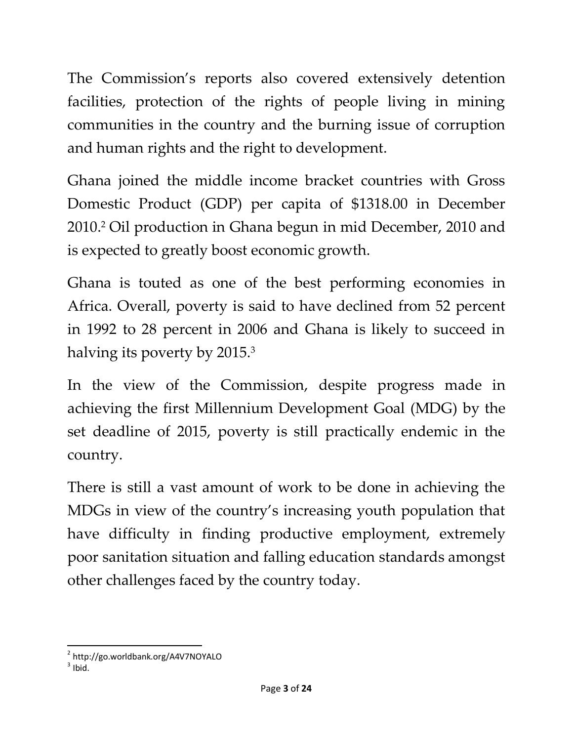The Commission's reports also covered extensively detention facilities, protection of the rights of people living in mining communities in the country and the burning issue of corruption and human rights and the right to development.

Ghana joined the middle income bracket countries with Gross Domestic Product (GDP) per capita of $1318.00 in December 2010.[2] Oil production in Ghana begun in mid December, 2010 and is expected to greatly boost economic growth.

Ghana is touted as one of the best performing economies in Africa. Overall, poverty is said to have declined from 52 percent in 1992 to 28 percent in 2006 and Ghana is likely to succeed in halving its poverty by 2015.[3]

In the view of the Commission, despite progress made in achieving the first Millennium Development Goal (MDG) by the set deadline of 2015, poverty is still practically endemic in the country.

There is still a vast amount of work to be done in achieving the MDGs in view of the country's increasing youth population that have difficulty in finding productive employment, extremely poor sanitation situation and falling education standards amongst other challenges faced by the country today.

---

[2] http://go.worldbank.org/A4V7NOYALO

[3] Ibid.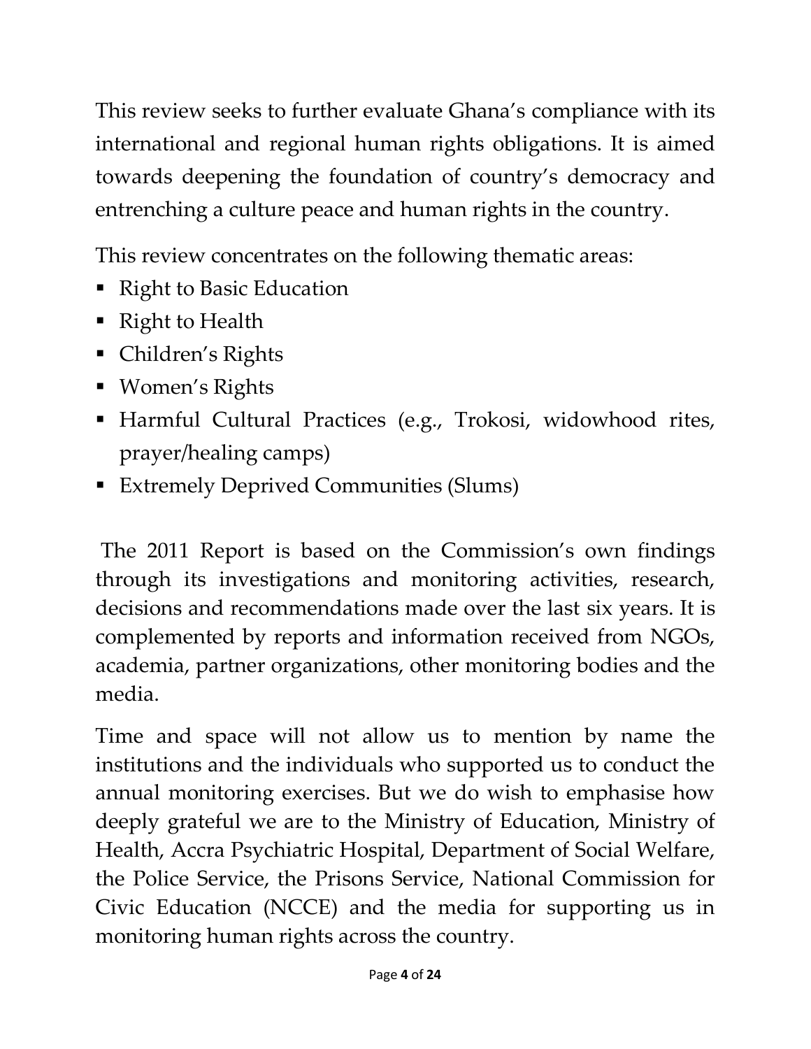This review seeks to further evaluate Ghana's compliance with its international and regional human rights obligations. It is aimed towards deepening the foundation of country's democracy and entrenching a culture peace and human rights in the country.

This review concentrates on the following thematic areas:

- Right to Basic Education
- Right to Health
- Children's Rights
- Women's Rights
- Harmful Cultural Practices (e.g., Trokosi, widowhood rites, prayer/healing camps)
- Extremely Deprived Communities (Slums)

The 2011 Report is based on the Commission's own findings through its investigations and monitoring activities, research, decisions and recommendations made over the last six years. It is complemented by reports and information received from NGOs, academia, partner organizations, other monitoring bodies and the media.

Time and space will not allow us to mention by name the institutions and the individuals who supported us to conduct the annual monitoring exercises. But we do wish to emphasise how deeply grateful we are to the Ministry of Education, Ministry of Health, Accra Psychiatric Hospital, Department of Social Welfare, the Police Service, the Prisons Service, National Commission for Civic Education (NCCE) and the media for supporting us in monitoring human rights across the country.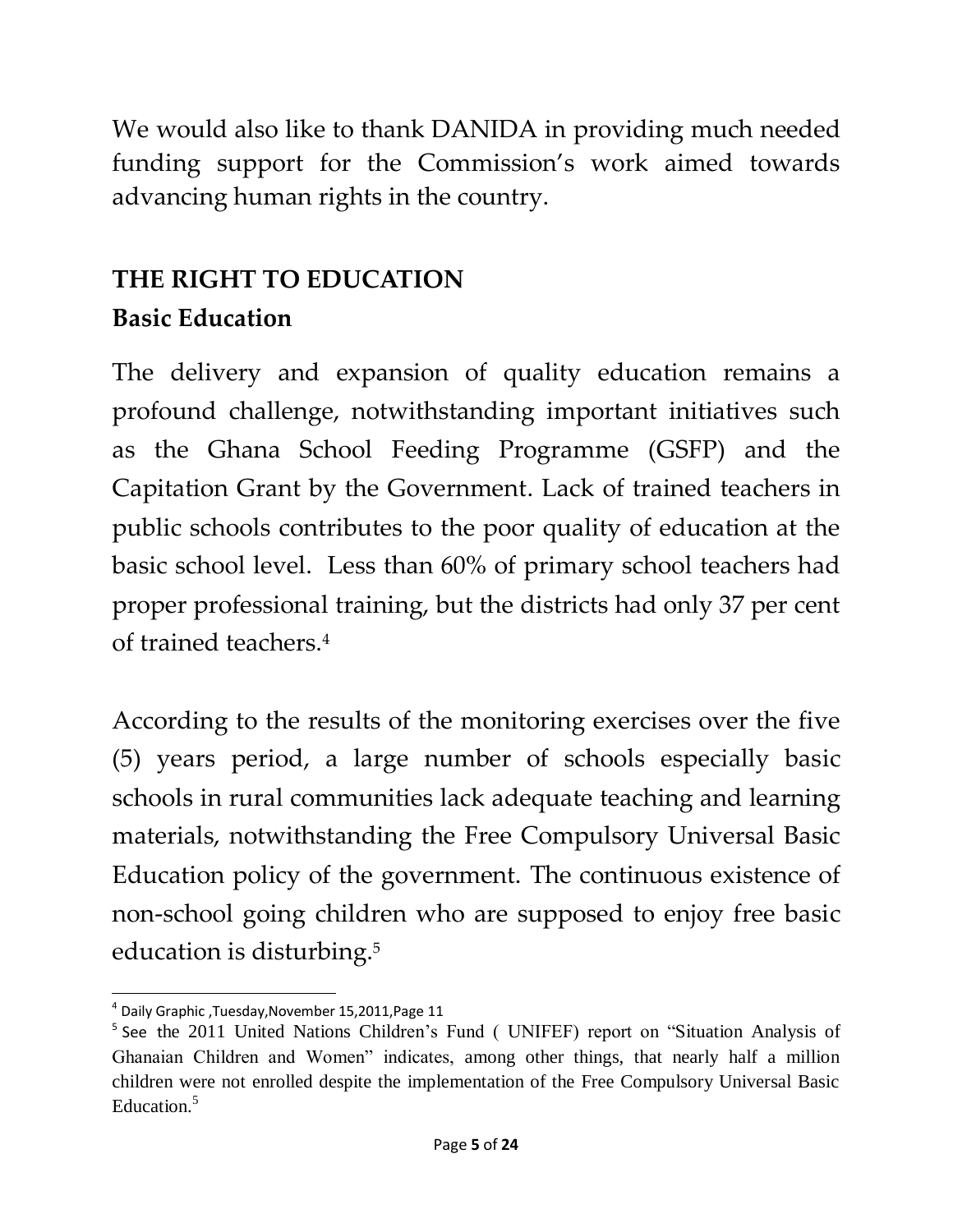We would also like to thank DANIDA in providing much needed funding support for the Commission's work aimed towards advancing human rights in the country.

## THE RIGHT TO EDUCATION

### Basic Education

The delivery and expansion of quality education remains a profound challenge, notwithstanding important initiatives such as the Ghana School Feeding Programme (GSFP) and the Capitation Grant by the Government. Lack of trained teachers in public schools contributes to the poor quality of education at the basic school level. Less than 60% of primary school teachers had proper professional training, but the districts had only 37 per cent of trained teachers.[4]

According to the results of the monitoring exercises over the five (5) years period, a large number of schools especially basic schools in rural communities lack adequate teaching and learning materials, notwithstanding the Free Compulsory Universal Basic Education policy of the government. The continuous existence of non-school going children who are supposed to enjoy free basic education is disturbing.[5]

---

[4] Daily Graphic ,Tuesday,November 15,2011,Page 11

[5] See the 2011 United Nations Children's Fund ( UNIFEF) report on "Situation Analysis of Ghanaian Children and Women" indicates, among other things, that nearly half a million children were not enrolled despite the implementation of the Free Compulsory Universal Basic Education.[5]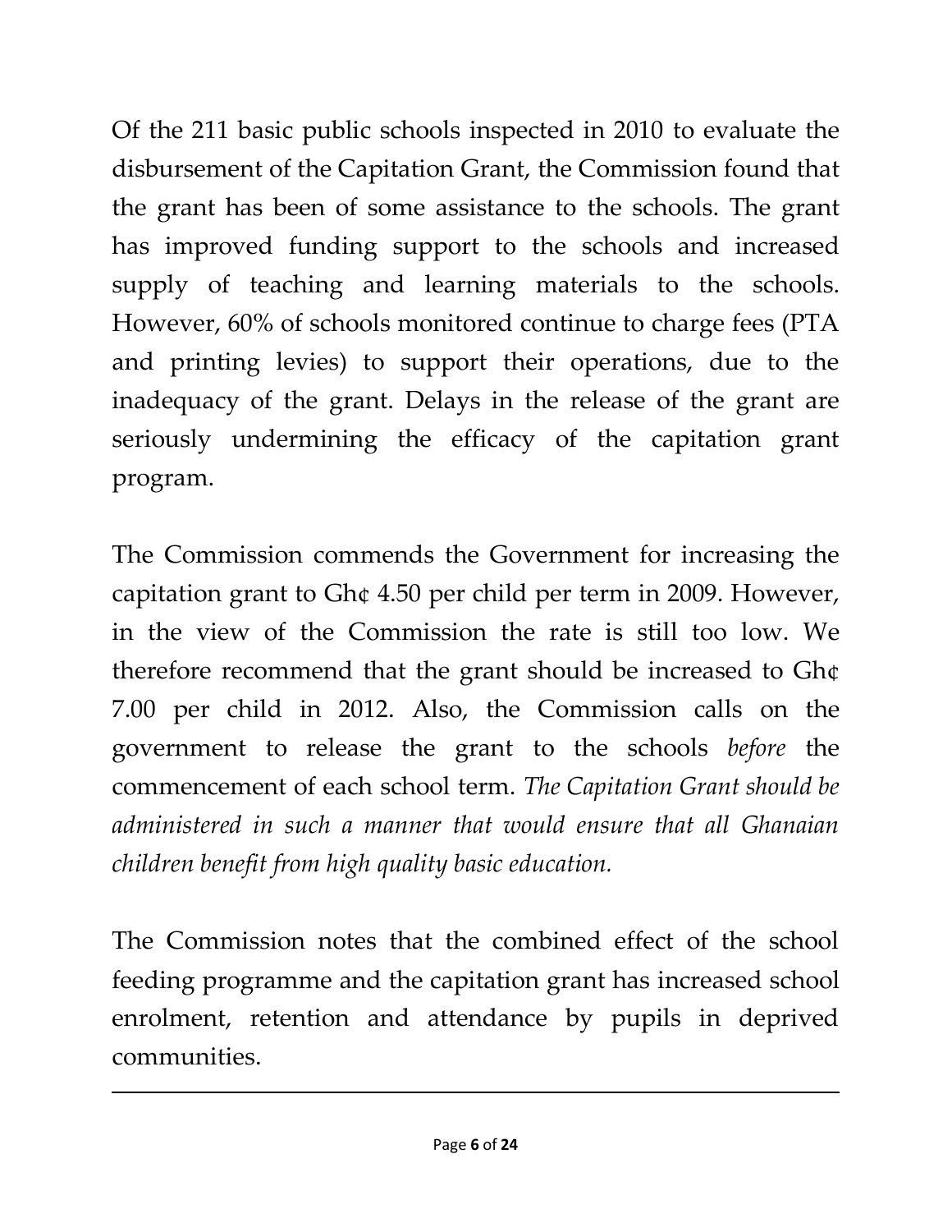Of the 211 basic public schools inspected in 2010 to evaluate the disbursement of the Capitation Grant, the Commission found that the grant has been of some assistance to the schools. The grant has improved funding support to the schools and increased supply of teaching and learning materials to the schools. However, 60% of schools monitored continue to charge fees (PTA and printing levies) to support their operations, due to the inadequacy of the grant. Delays in the release of the grant are seriously undermining the efficacy of the capitation grant program.

The Commission commends the Government for increasing the capitation grant to Gh¢ 4.50 per child per term in 2009. However, in the view of the Commission the rate is still too low. We therefore recommend that the grant should be increased to Gh¢ 7.00 per child in 2012. Also, the Commission calls on the government to release the grant to the schools *before* the commencement of each school term. *The Capitation Grant should be administered in such a manner that would ensure that all Ghanaian children benefit from high quality basic education.*

The Commission notes that the combined effect of the school feeding programme and the capitation grant has increased school enrolment, retention and attendance by pupils in deprived communities.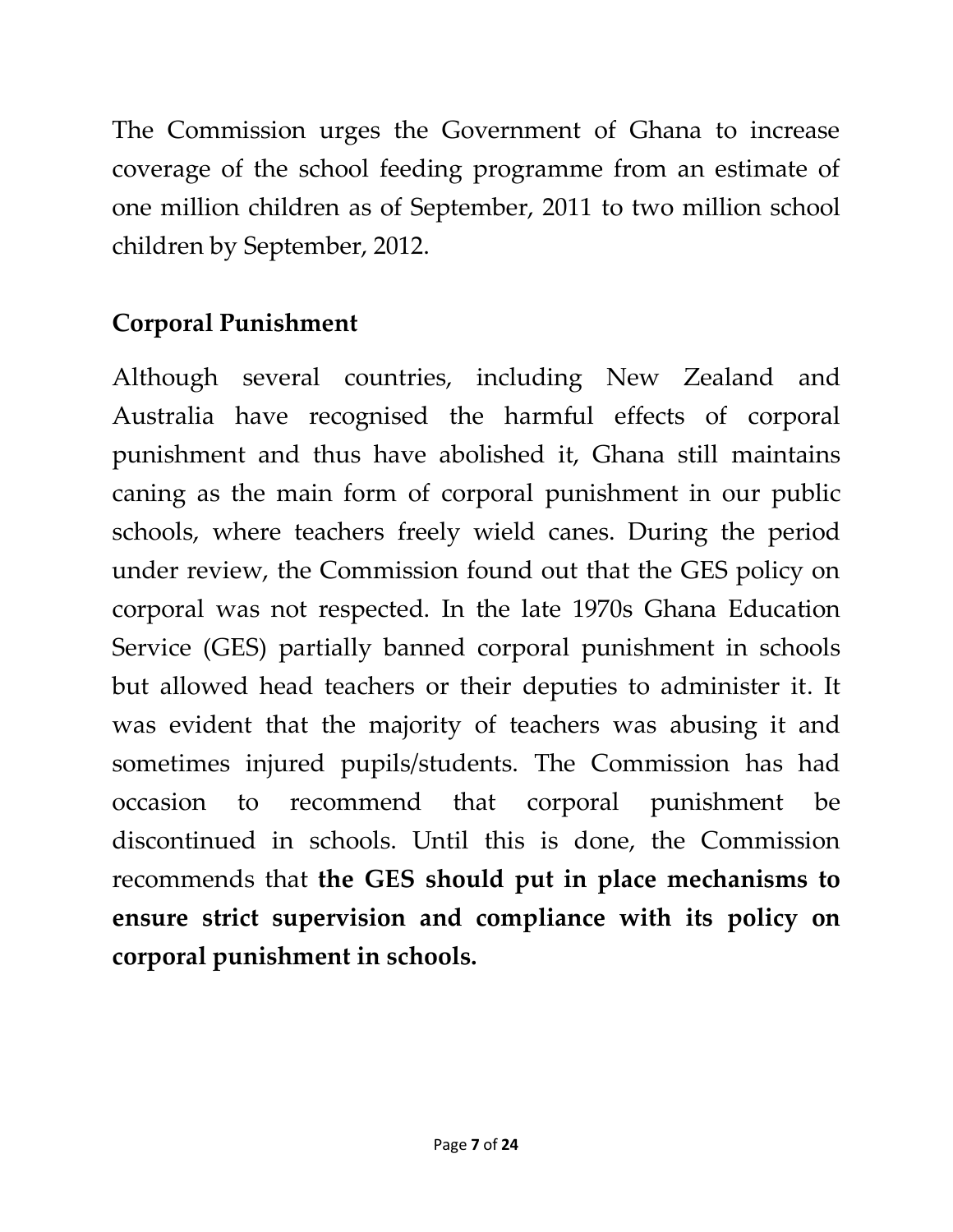The Commission urges the Government of Ghana to increase coverage of the school feeding programme from an estimate of one million children as of September, 2011 to two million school children by September, 2012.

## Corporal Punishment

Although several countries, including New Zealand and Australia have recognised the harmful effects of corporal punishment and thus have abolished it, Ghana still maintains caning as the main form of corporal punishment in our public schools, where teachers freely wield canes. During the period under review, the Commission found out that the GES policy on corporal was not respected. In the late 1970s Ghana Education Service (GES) partially banned corporal punishment in schools but allowed head teachers or their deputies to administer it. It was evident that the majority of teachers was abusing it and sometimes injured pupils/students. The Commission has had occasion to recommend that corporal punishment be discontinued in schools. Until this is done, the Commission recommends that **the GES should put in place mechanisms to ensure strict supervision and compliance with its policy on corporal punishment in schools.**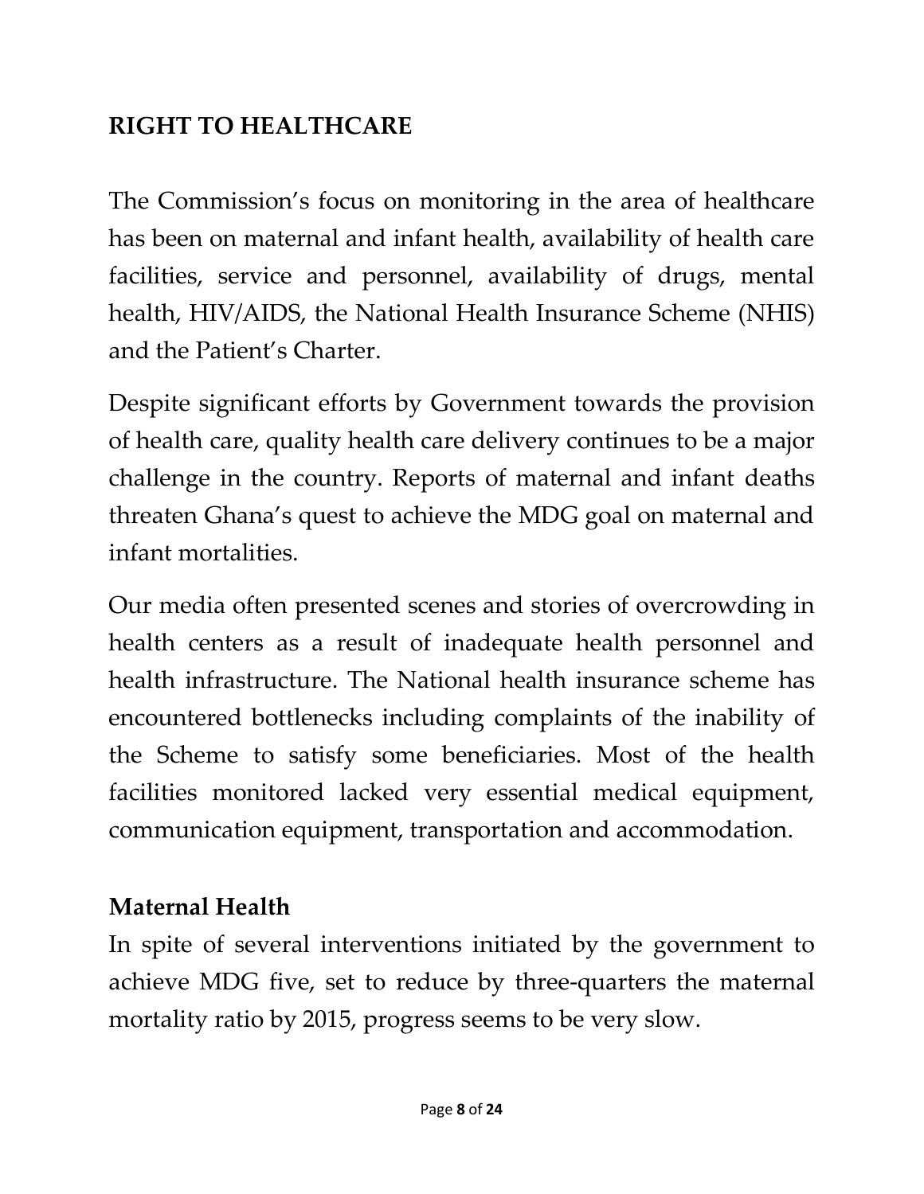## RIGHT TO HEALTHCARE

The Commission's focus on monitoring in the area of healthcare has been on maternal and infant health, availability of health care facilities, service and personnel, availability of drugs, mental health, HIV/AIDS, the National Health Insurance Scheme (NHIS) and the Patient's Charter.

Despite significant efforts by Government towards the provision of health care, quality health care delivery continues to be a major challenge in the country. Reports of maternal and infant deaths threaten Ghana's quest to achieve the MDG goal on maternal and infant mortalities.

Our media often presented scenes and stories of overcrowding in health centers as a result of inadequate health personnel and health infrastructure. The National health insurance scheme has encountered bottlenecks including complaints of the inability of the Scheme to satisfy some beneficiaries. Most of the health facilities monitored lacked very essential medical equipment, communication equipment, transportation and accommodation.

### Maternal Health

In spite of several interventions initiated by the government to achieve MDG five, set to reduce by three-quarters the maternal mortality ratio by 2015, progress seems to be very slow.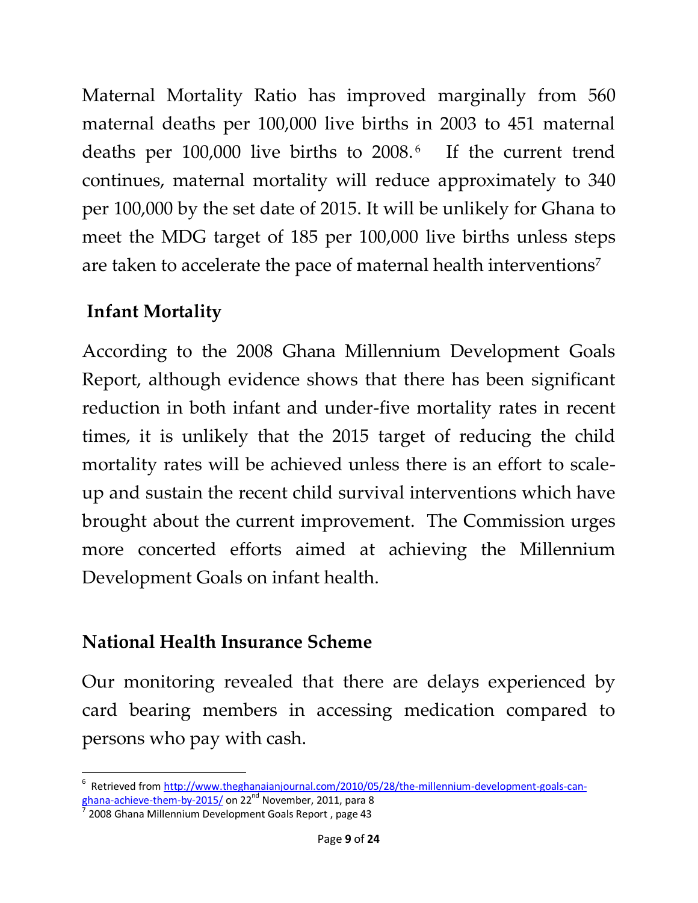Maternal Mortality Ratio has improved marginally from 560 maternal deaths per 100,000 live births in 2003 to 451 maternal deaths per 100,000 live births to 2008.[6] If the current trend continues, maternal mortality will reduce approximately to 340 per 100,000 by the set date of 2015. It will be unlikely for Ghana to meet the MDG target of 185 per 100,000 live births unless steps are taken to accelerate the pace of maternal health interventions[7]

## Infant Mortality

According to the 2008 Ghana Millennium Development Goals Report, although evidence shows that there has been significant reduction in both infant and under-five mortality rates in recent times, it is unlikely that the 2015 target of reducing the child mortality rates will be achieved unless there is an effort to scale-up and sustain the recent child survival interventions which have brought about the current improvement. The Commission urges more concerted efforts aimed at achieving the Millennium Development Goals on infant health.

## National Health Insurance Scheme

Our monitoring revealed that there are delays experienced by card bearing members in accessing medication compared to persons who pay with cash.

---

[6] Retrieved from http://www.theghanaianjournal.com/2010/05/28/the-millennium-development-goals-can-ghana-achieve-them-by-2015/ on 22nd November, 2011, para 8

[7] 2008 Ghana Millennium Development Goals Report , page 43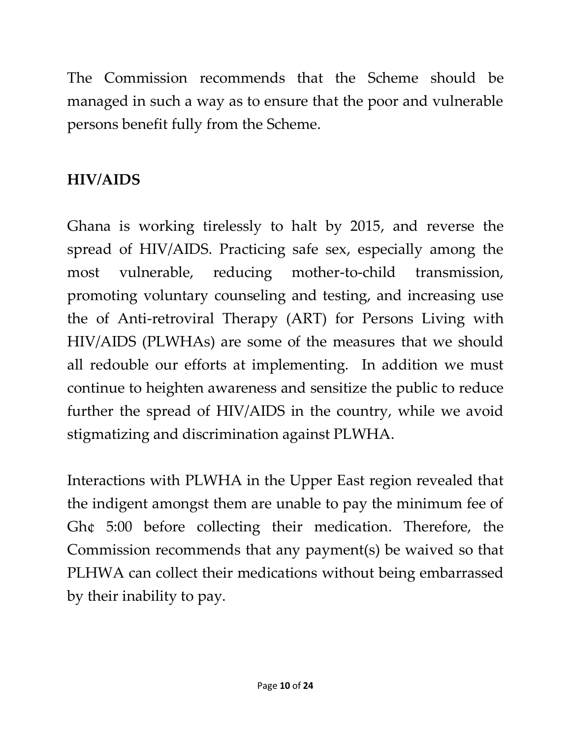The Commission recommends that the Scheme should be managed in such a way as to ensure that the poor and vulnerable persons benefit fully from the Scheme.

## HIV/AIDS

Ghana is working tirelessly to halt by 2015, and reverse the spread of HIV/AIDS. Practicing safe sex, especially among the most vulnerable, reducing mother-to-child transmission, promoting voluntary counseling and testing, and increasing use the of Anti-retroviral Therapy (ART) for Persons Living with HIV/AIDS (PLWHAs) are some of the measures that we should all redouble our efforts at implementing. In addition we must continue to heighten awareness and sensitize the public to reduce further the spread of HIV/AIDS in the country, while we avoid stigmatizing and discrimination against PLWHA.

Interactions with PLWHA in the Upper East region revealed that the indigent amongst them are unable to pay the minimum fee of Gh¢ 5:00 before collecting their medication. Therefore, the Commission recommends that any payment(s) be waived so that PLHWA can collect their medications without being embarrassed by their inability to pay.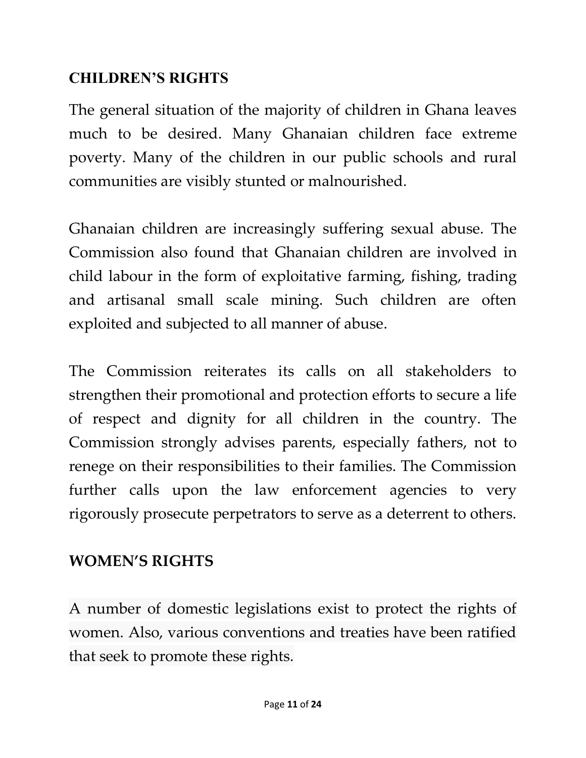## CHILDREN'S RIGHTS

The general situation of the majority of children in Ghana leaves much to be desired. Many Ghanaian children face extreme poverty. Many of the children in our public schools and rural communities are visibly stunted or malnourished.

Ghanaian children are increasingly suffering sexual abuse. The Commission also found that Ghanaian children are involved in child labour in the form of exploitative farming, fishing, trading and artisanal small scale mining. Such children are often exploited and subjected to all manner of abuse.

The Commission reiterates its calls on all stakeholders to strengthen their promotional and protection efforts to secure a life of respect and dignity for all children in the country. The Commission strongly advises parents, especially fathers, not to renege on their responsibilities to their families. The Commission further calls upon the law enforcement agencies to very rigorously prosecute perpetrators to serve as a deterrent to others.

## WOMEN'S RIGHTS

A number of domestic legislations exist to protect the rights of women. Also, various conventions and treaties have been ratified that seek to promote these rights.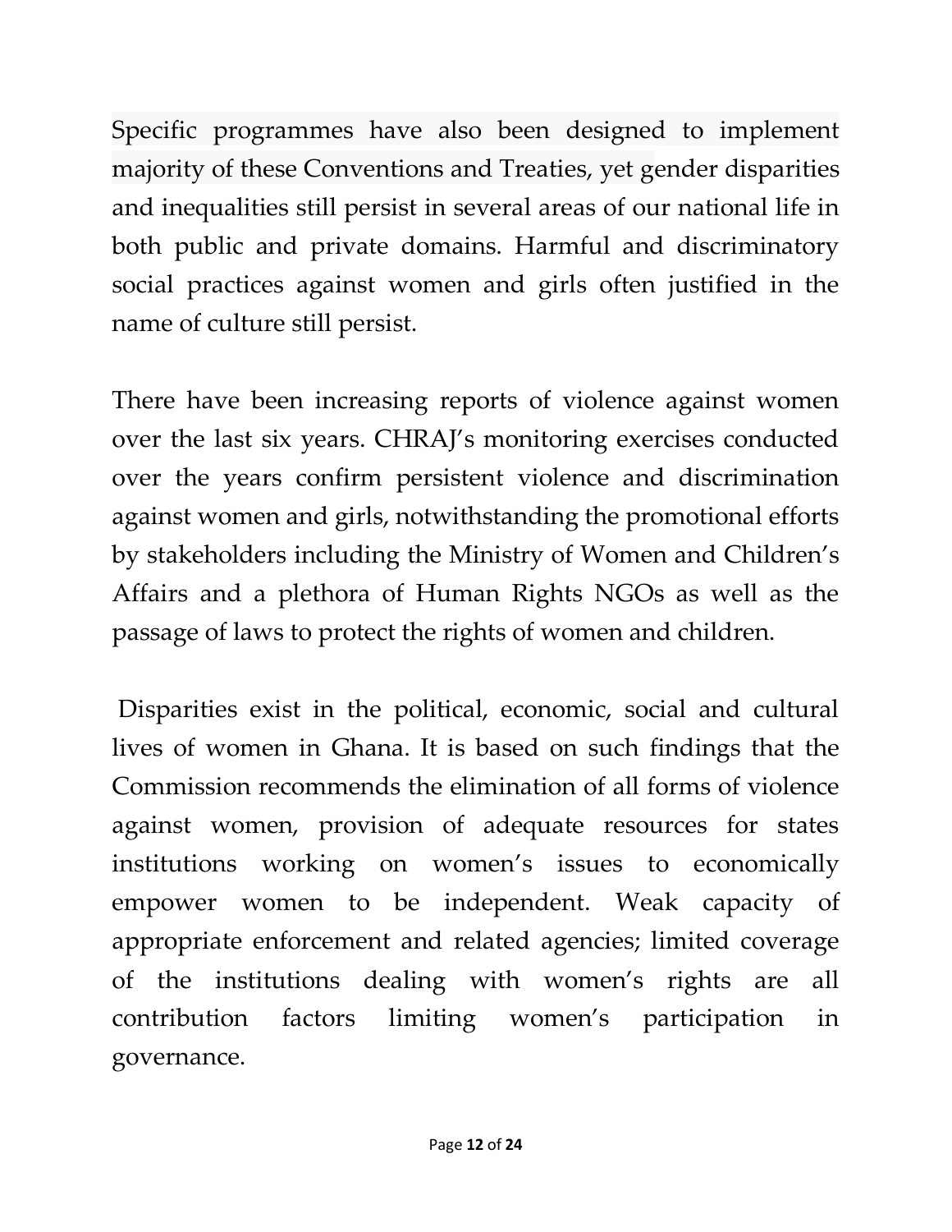Specific programmes have also been designed to implement majority of these Conventions and Treaties, yet gender disparities and inequalities still persist in several areas of our national life in both public and private domains. Harmful and discriminatory social practices against women and girls often justified in the name of culture still persist.

There have been increasing reports of violence against women over the last six years. CHRAJ's monitoring exercises conducted over the years confirm persistent violence and discrimination against women and girls, notwithstanding the promotional efforts by stakeholders including the Ministry of Women and Children's Affairs and a plethora of Human Rights NGOs as well as the passage of laws to protect the rights of women and children.

Disparities exist in the political, economic, social and cultural lives of women in Ghana. It is based on such findings that the Commission recommends the elimination of all forms of violence against women, provision of adequate resources for states institutions working on women's issues to economically empower women to be independent. Weak capacity of appropriate enforcement and related agencies; limited coverage of the institutions dealing with women's rights are all contribution factors limiting women's participation in governance.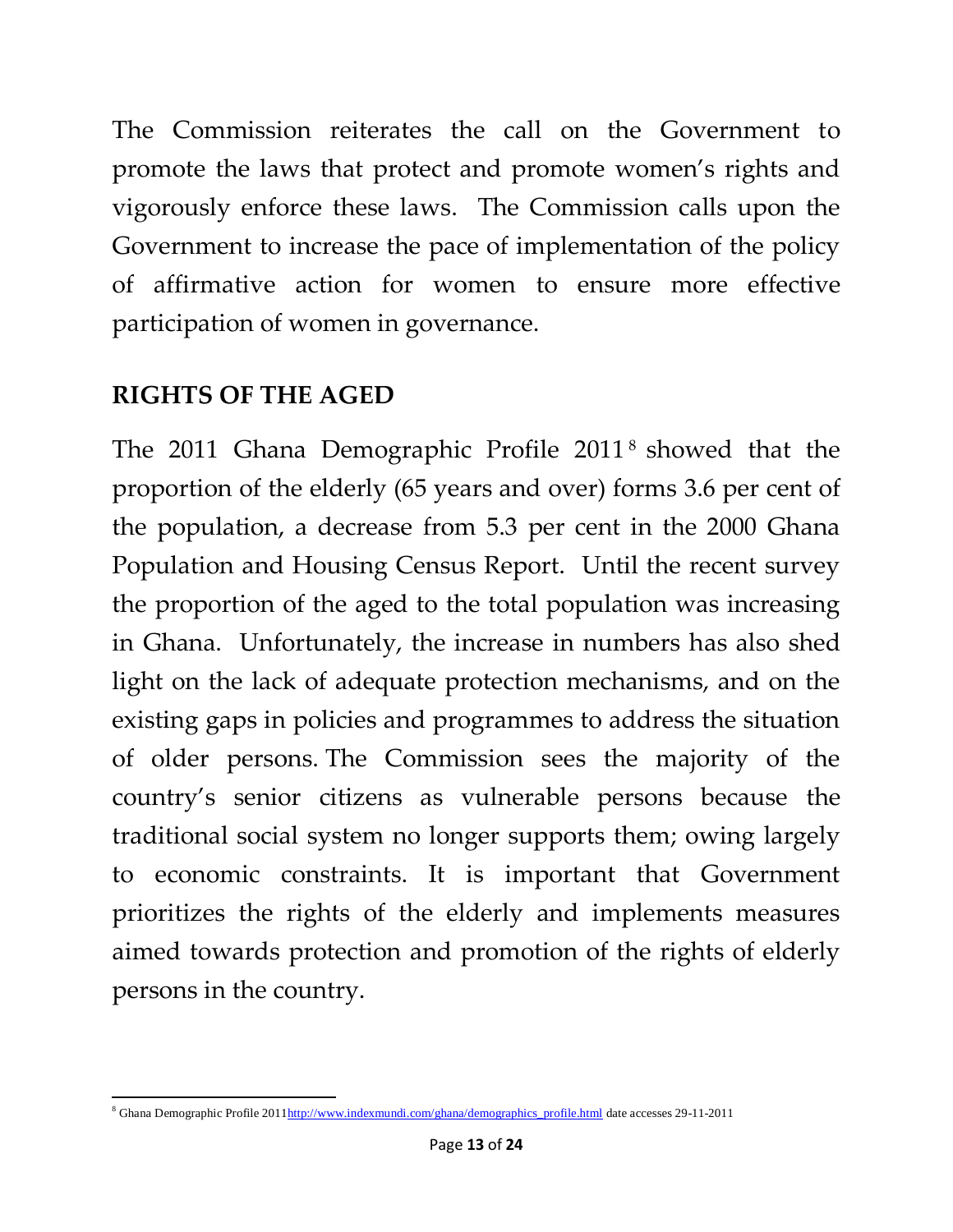The Commission reiterates the call on the Government to promote the laws that protect and promote women's rights and vigorously enforce these laws. The Commission calls upon the Government to increase the pace of implementation of the policy of affirmative action for women to ensure more effective participation of women in governance.

## RIGHTS OF THE AGED

The 2011 Ghana Demographic Profile 2011[8] showed that the proportion of the elderly (65 years and over) forms 3.6 per cent of the population, a decrease from 5.3 per cent in the 2000 Ghana Population and Housing Census Report. Until the recent survey the proportion of the aged to the total population was increasing in Ghana. Unfortunately, the increase in numbers has also shed light on the lack of adequate protection mechanisms, and on the existing gaps in policies and programmes to address the situation of older persons. The Commission sees the majority of the country's senior citizens as vulnerable persons because the traditional social system no longer supports them; owing largely to economic constraints. It is important that Government prioritizes the rights of the elderly and implements measures aimed towards protection and promotion of the rights of elderly persons in the country.

---

[8] Ghana Demographic Profile 2011http://www.indexmundi.com/ghana/demographics_profile.html date accesses 29-11-2011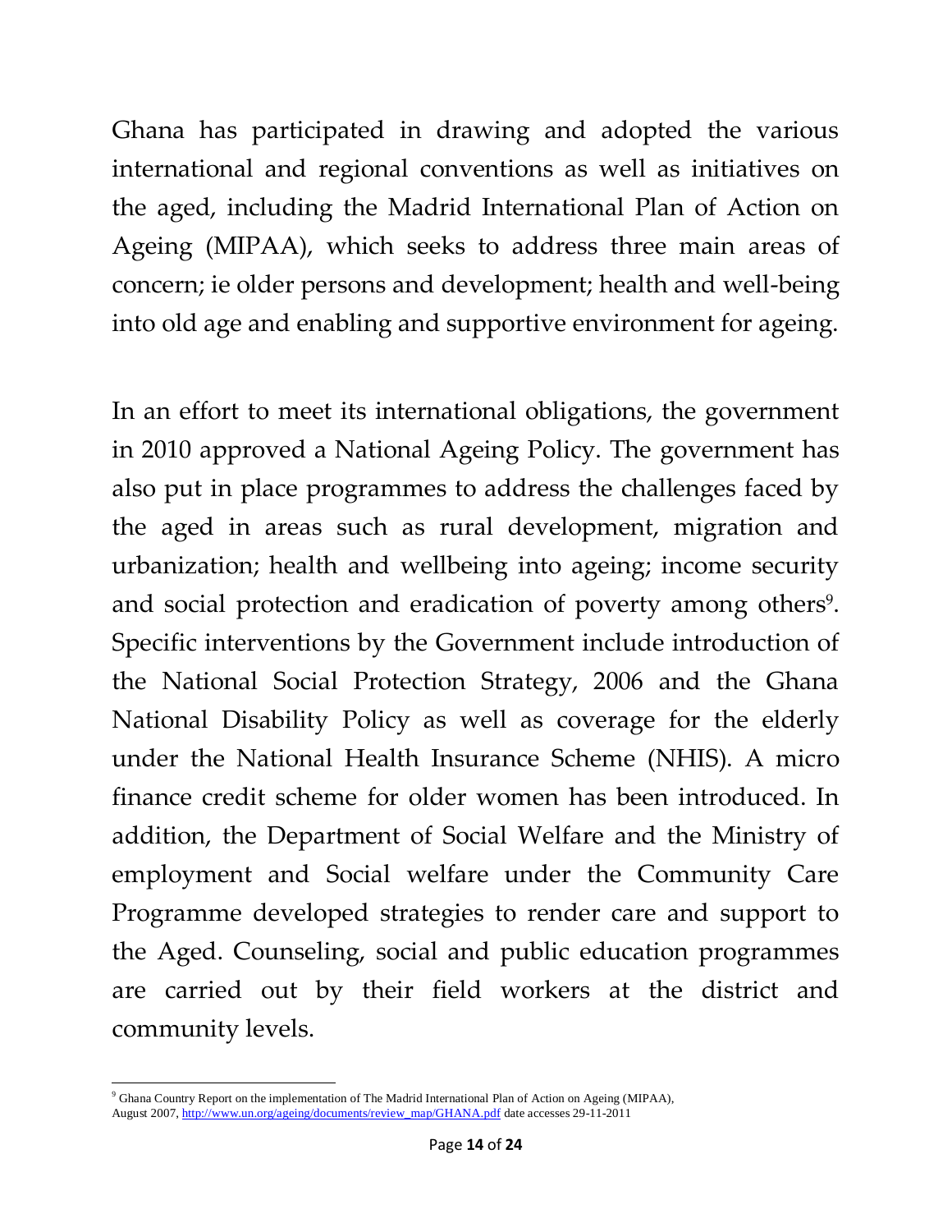Ghana has participated in drawing and adopted the various international and regional conventions as well as initiatives on the aged, including the Madrid International Plan of Action on Ageing (MIPAA), which seeks to address three main areas of concern; ie older persons and development; health and well-being into old age and enabling and supportive environment for ageing.

In an effort to meet its international obligations, the government in 2010 approved a National Ageing Policy. The government has also put in place programmes to address the challenges faced by the aged in areas such as rural development, migration and urbanization; health and wellbeing into ageing; income security and social protection and eradication of poverty among others[9]. Specific interventions by the Government include introduction of the National Social Protection Strategy, 2006 and the Ghana National Disability Policy as well as coverage for the elderly under the National Health Insurance Scheme (NHIS). A micro finance credit scheme for older women has been introduced. In addition, the Department of Social Welfare and the Ministry of employment and Social welfare under the Community Care Programme developed strategies to render care and support to the Aged. Counseling, social and public education programmes are carried out by their field workers at the district and community levels.

---

[9] Ghana Country Report on the implementation of The Madrid International Plan of Action on Ageing (MIPAA), August 2007, http://www.un.org/ageing/documents/review_map/GHANA.pdf date accesses 29-11-2011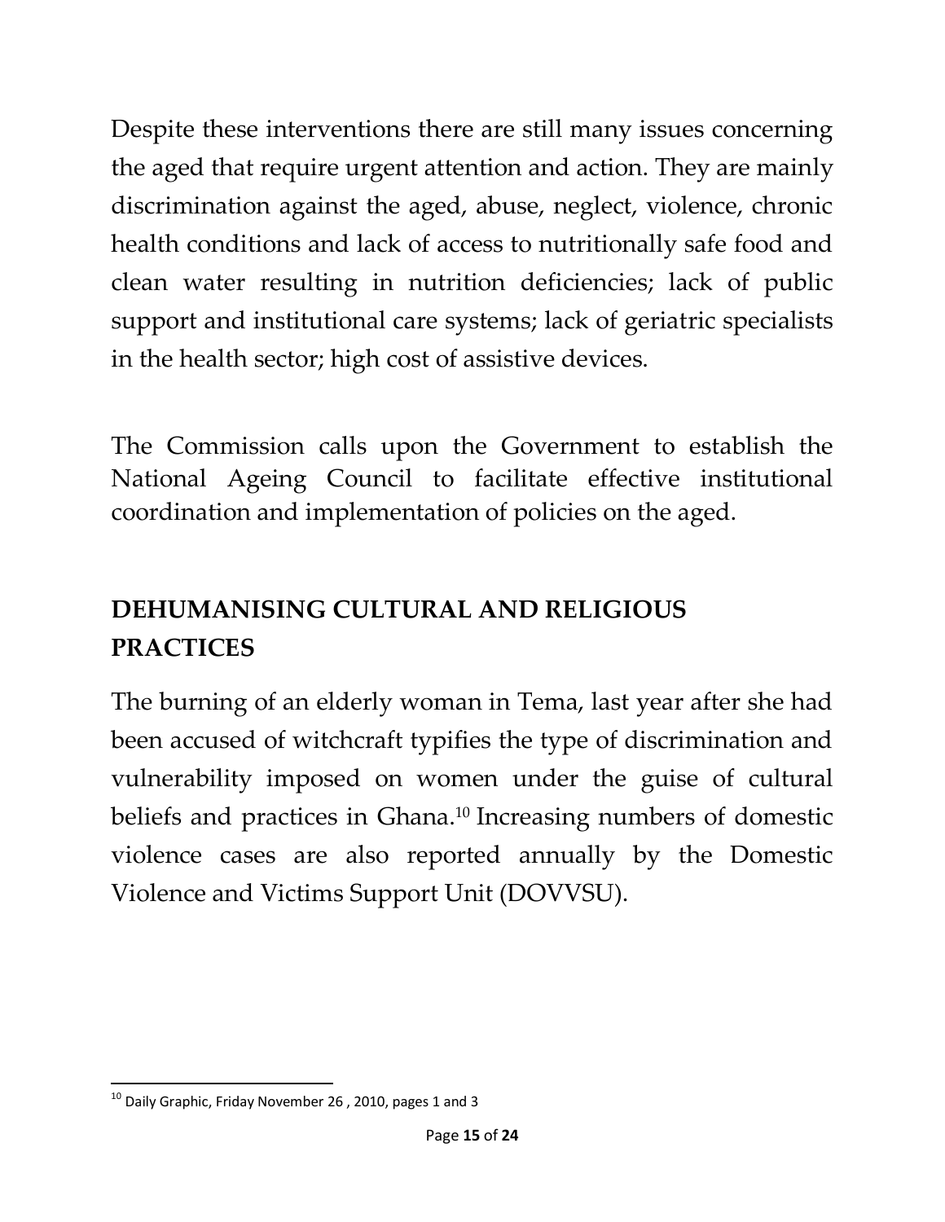Despite these interventions there are still many issues concerning the aged that require urgent attention and action. They are mainly discrimination against the aged, abuse, neglect, violence, chronic health conditions and lack of access to nutritionally safe food and clean water resulting in nutrition deficiencies; lack of public support and institutional care systems; lack of geriatric specialists in the health sector; high cost of assistive devices.

The Commission calls upon the Government to establish the National Ageing Council to facilitate effective institutional coordination and implementation of policies on the aged.

## DEHUMANISING CULTURAL AND RELIGIOUS PRACTICES

The burning of an elderly woman in Tema, last year after she had been accused of witchcraft typifies the type of discrimination and vulnerability imposed on women under the guise of cultural beliefs and practices in Ghana.[10] Increasing numbers of domestic violence cases are also reported annually by the Domestic Violence and Victims Support Unit (DOVVSU).

---

[10] Daily Graphic, Friday November 26 , 2010, pages 1 and 3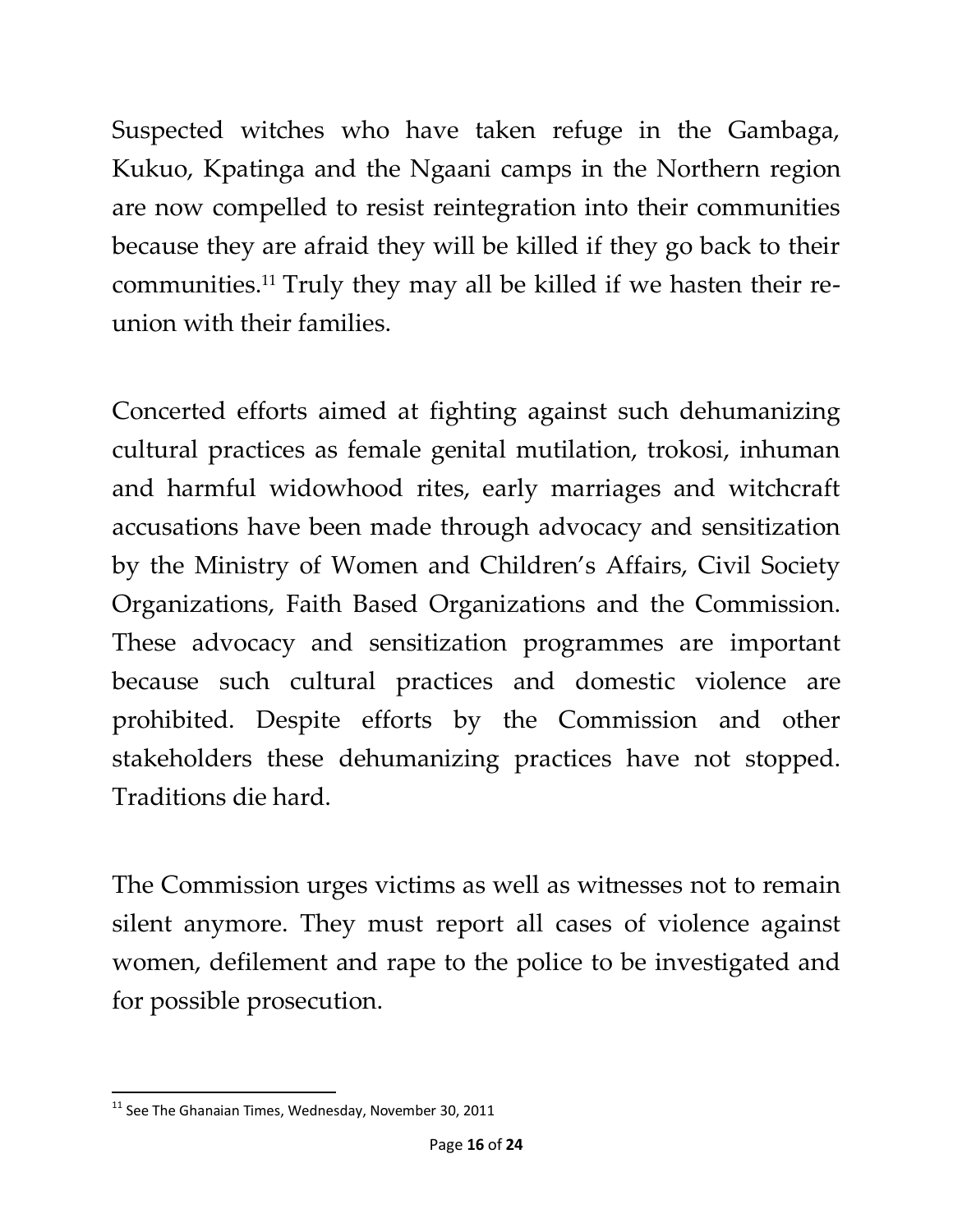Suspected witches who have taken refuge in the Gambaga, Kukuo, Kpatinga and the Ngaani camps in the Northern region are now compelled to resist reintegration into their communities because they are afraid they will be killed if they go back to their communities.[11] Truly they may all be killed if we hasten their re-union with their families.

Concerted efforts aimed at fighting against such dehumanizing cultural practices as female genital mutilation, trokosi, inhuman and harmful widowhood rites, early marriages and witchcraft accusations have been made through advocacy and sensitization by the Ministry of Women and Children's Affairs, Civil Society Organizations, Faith Based Organizations and the Commission. These advocacy and sensitization programmes are important because such cultural practices and domestic violence are prohibited. Despite efforts by the Commission and other stakeholders these dehumanizing practices have not stopped. Traditions die hard.

The Commission urges victims as well as witnesses not to remain silent anymore. They must report all cases of violence against women, defilement and rape to the police to be investigated and for possible prosecution.

---

[11] See The Ghanaian Times, Wednesday, November 30, 2011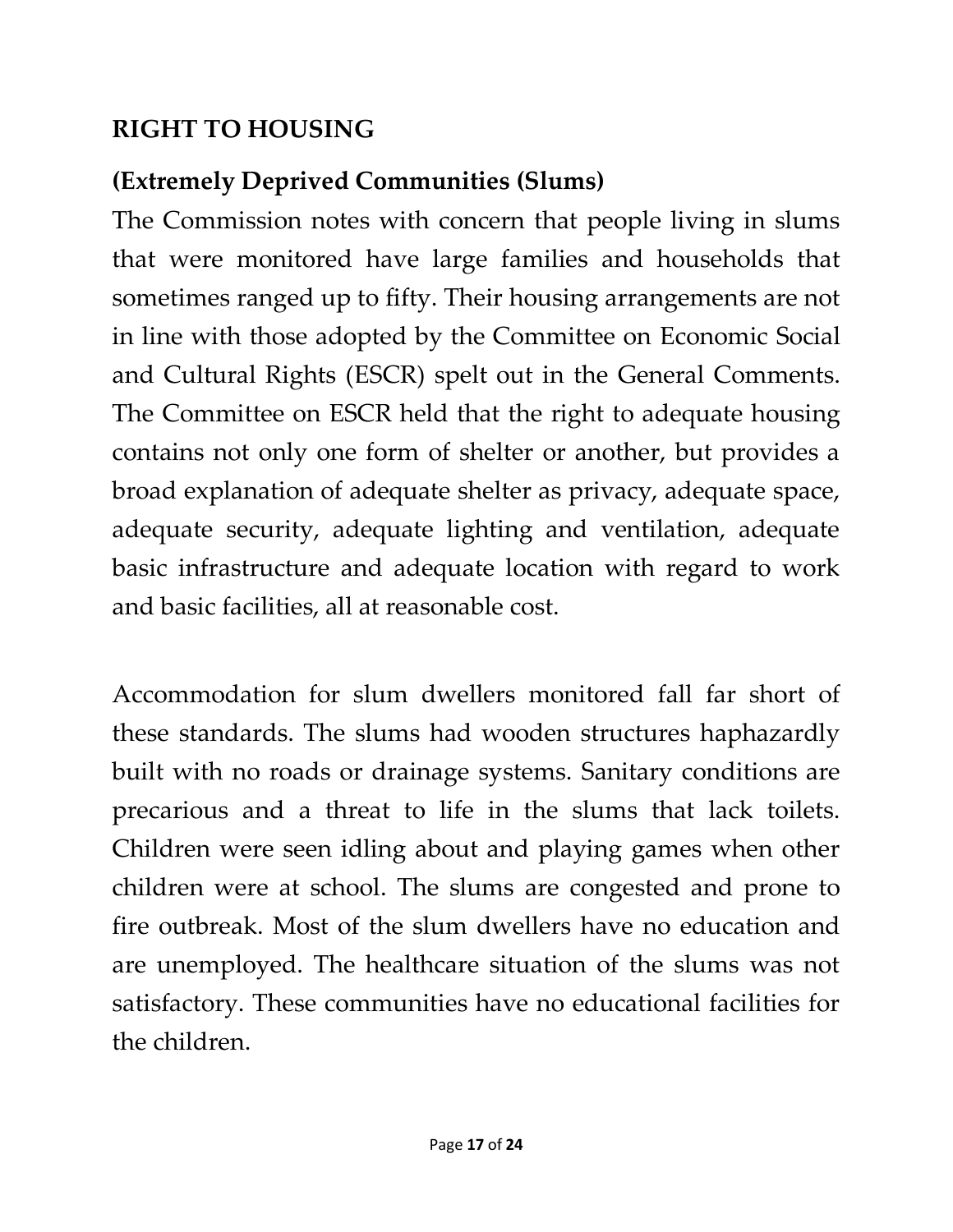## RIGHT TO HOUSING

### (Extremely Deprived Communities (Slums)

The Commission notes with concern that people living in slums that were monitored have large families and households that sometimes ranged up to fifty. Their housing arrangements are not in line with those adopted by the Committee on Economic Social and Cultural Rights (ESCR) spelt out in the General Comments. The Committee on ESCR held that the right to adequate housing contains not only one form of shelter or another, but provides a broad explanation of adequate shelter as privacy, adequate space, adequate security, adequate lighting and ventilation, adequate basic infrastructure and adequate location with regard to work and basic facilities, all at reasonable cost.

Accommodation for slum dwellers monitored fall far short of these standards. The slums had wooden structures haphazardly built with no roads or drainage systems. Sanitary conditions are precarious and a threat to life in the slums that lack toilets. Children were seen idling about and playing games when other children were at school. The slums are congested and prone to fire outbreak. Most of the slum dwellers have no education and are unemployed. The healthcare situation of the slums was not satisfactory. These communities have no educational facilities for the children.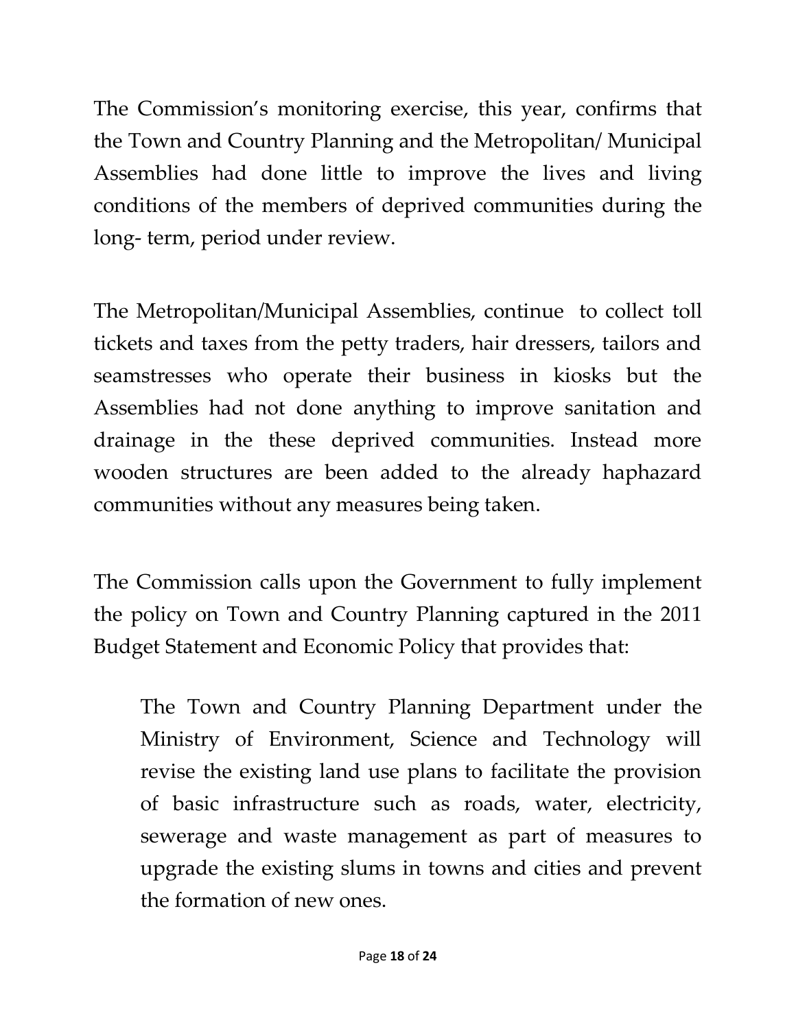The Commission's monitoring exercise, this year, confirms that the Town and Country Planning and the Metropolitan/ Municipal Assemblies had done little to improve the lives and living conditions of the members of deprived communities during the long- term, period under review.

The Metropolitan/Municipal Assemblies, continue to collect toll tickets and taxes from the petty traders, hair dressers, tailors and seamstresses who operate their business in kiosks but the Assemblies had not done anything to improve sanitation and drainage in the these deprived communities. Instead more wooden structures are been added to the already haphazard communities without any measures being taken.

The Commission calls upon the Government to fully implement the policy on Town and Country Planning captured in the 2011 Budget Statement and Economic Policy that provides that:

> The Town and Country Planning Department under the Ministry of Environment, Science and Technology will revise the existing land use plans to facilitate the provision of basic infrastructure such as roads, water, electricity, sewerage and waste management as part of measures to upgrade the existing slums in towns and cities and prevent the formation of new ones.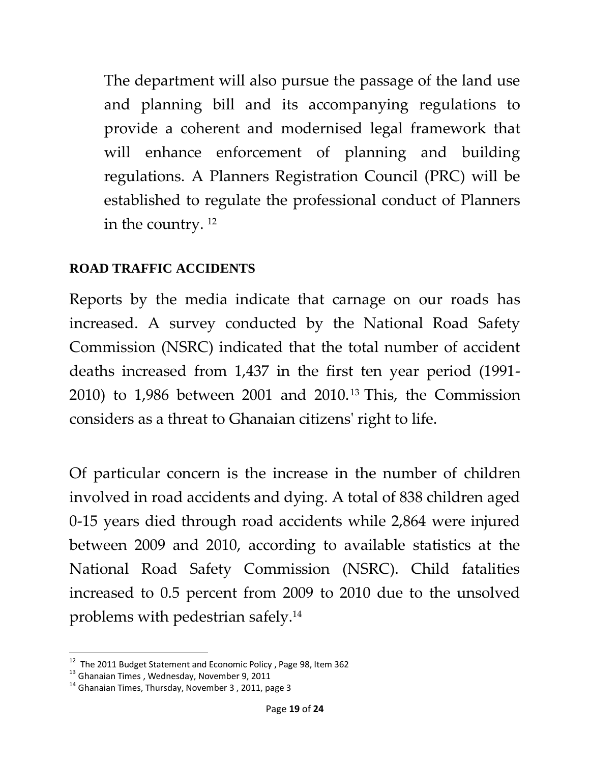The department will also pursue the passage of the land use and planning bill and its accompanying regulations to provide a coherent and modernised legal framework that will enhance enforcement of planning and building regulations. A Planners Registration Council (PRC) will be established to regulate the professional conduct of Planners in the country. [12]

**ROAD TRAFFIC ACCIDENTS**

Reports by the media indicate that carnage on our roads has increased. A survey conducted by the National Road Safety Commission (NSRC) indicated that the total number of accident deaths increased from 1,437 in the first ten year period (1991-2010) to 1,986 between 2001 and 2010.[13] This, the Commission considers as a threat to Ghanaian citizens' right to life.

Of particular concern is the increase in the number of children involved in road accidents and dying. A total of 838 children aged 0-15 years died through road accidents while 2,864 were injured between 2009 and 2010, according to available statistics at the National Road Safety Commission (NSRC). Child fatalities increased to 0.5 percent from 2009 to 2010 due to the unsolved problems with pedestrian safely.[14]

---

[12] The 2011 Budget Statement and Economic Policy , Page 98, Item 362

[13] Ghanaian Times , Wednesday, November 9, 2011

[14] Ghanaian Times, Thursday, November 3 , 2011, page 3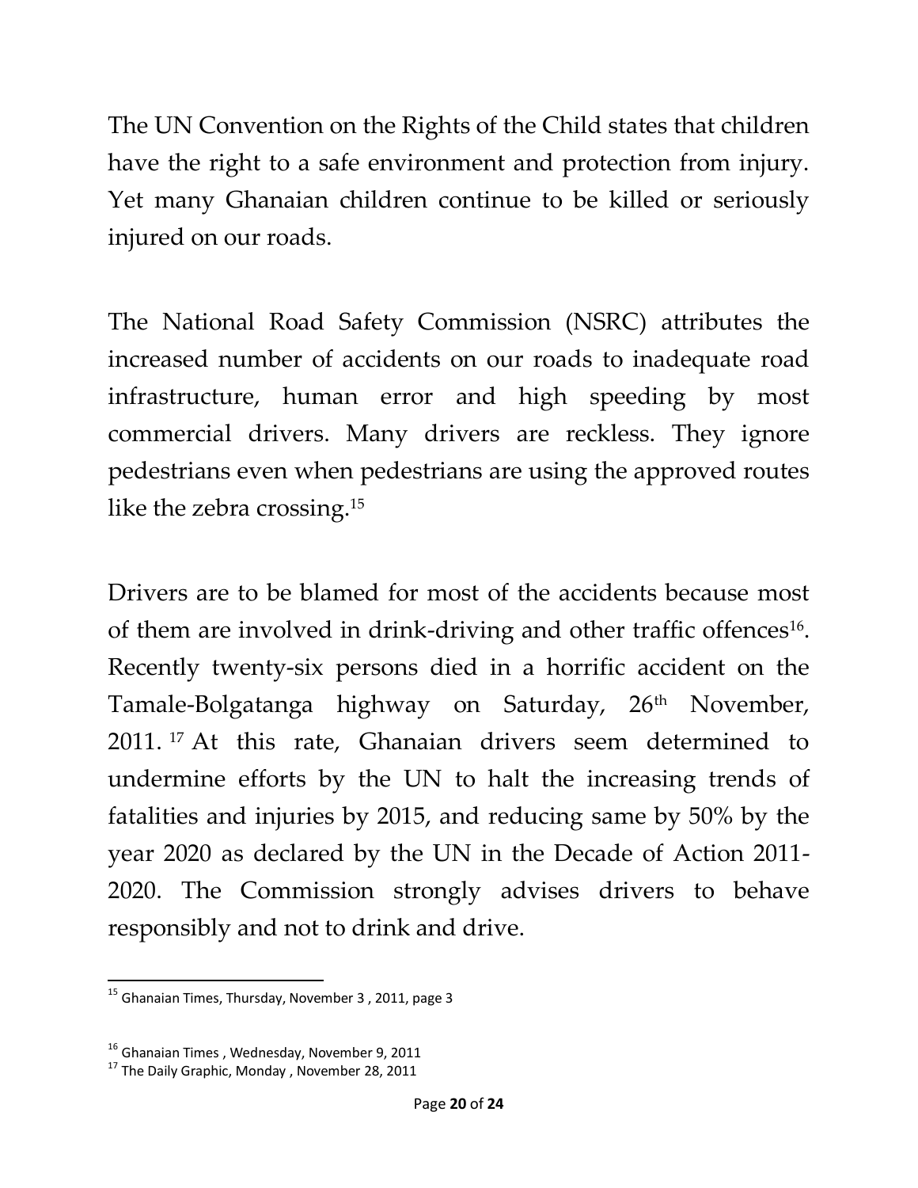The UN Convention on the Rights of the Child states that children have the right to a safe environment and protection from injury. Yet many Ghanaian children continue to be killed or seriously injured on our roads.

The National Road Safety Commission (NSRC) attributes the increased number of accidents on our roads to inadequate road infrastructure, human error and high speeding by most commercial drivers. Many drivers are reckless. They ignore pedestrians even when pedestrians are using the approved routes like the zebra crossing.[15]

Drivers are to be blamed for most of the accidents because most of them are involved in drink-driving and other traffic offences[16]. Recently twenty-six persons died in a horrific accident on the Tamale-Bolgatanga highway on Saturday, 26th November, 2011. [17] At this rate, Ghanaian drivers seem determined to undermine efforts by the UN to halt the increasing trends of fatalities and injuries by 2015, and reducing same by 50% by the year 2020 as declared by the UN in the Decade of Action 2011-2020. The Commission strongly advises drivers to behave responsibly and not to drink and drive.

---

[15] Ghanaian Times, Thursday, November 3 , 2011, page 3

[16] Ghanaian Times , Wednesday, November 9, 2011

[17] The Daily Graphic, Monday , November 28, 2011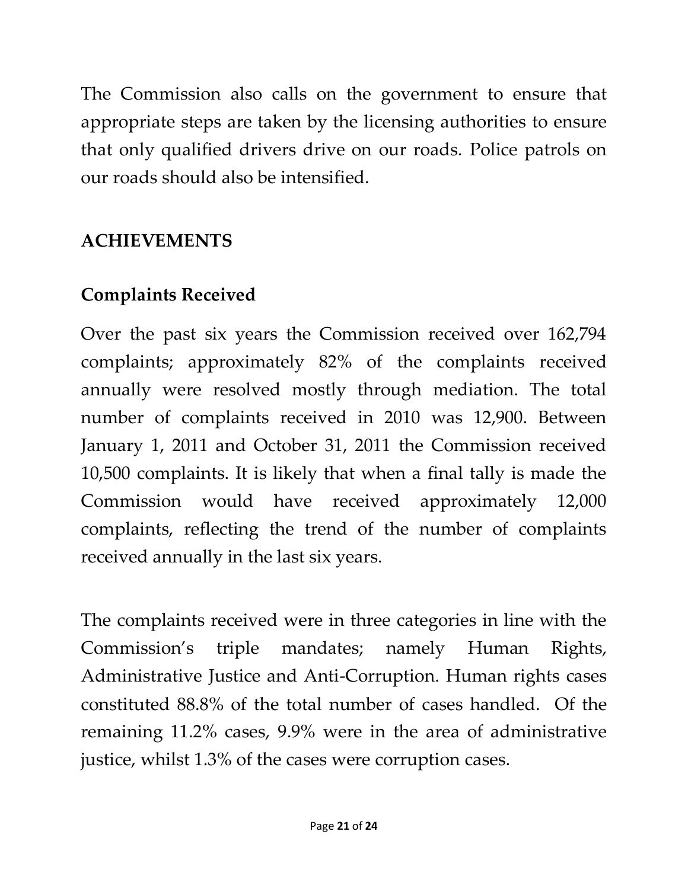The Commission also calls on the government to ensure that appropriate steps are taken by the licensing authorities to ensure that only qualified drivers drive on our roads. Police patrols on our roads should also be intensified.

## ACHIEVEMENTS

### Complaints Received

Over the past six years the Commission received over 162,794 complaints; approximately 82% of the complaints received annually were resolved mostly through mediation. The total number of complaints received in 2010 was 12,900. Between January 1, 2011 and October 31, 2011 the Commission received 10,500 complaints. It is likely that when a final tally is made the Commission would have received approximately 12,000 complaints, reflecting the trend of the number of complaints received annually in the last six years.

The complaints received were in three categories in line with the Commission's triple mandates; namely Human Rights, Administrative Justice and Anti-Corruption. Human rights cases constituted 88.8% of the total number of cases handled. Of the remaining 11.2% cases, 9.9% were in the area of administrative justice, whilst 1.3% of the cases were corruption cases.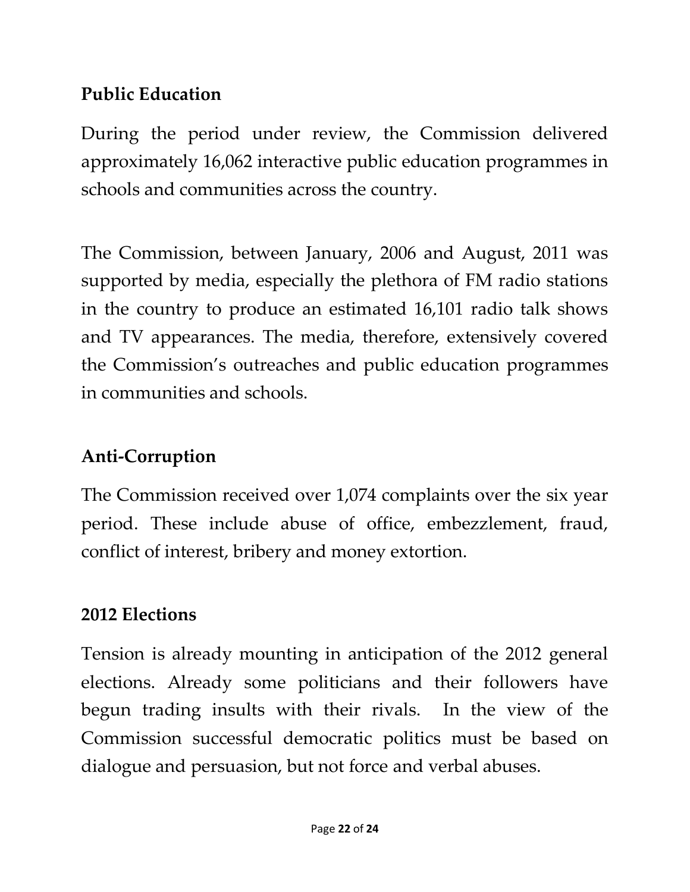## Public Education

During the period under review, the Commission delivered approximately 16,062 interactive public education programmes in schools and communities across the country.

The Commission, between January, 2006 and August, 2011 was supported by media, especially the plethora of FM radio stations in the country to produce an estimated 16,101 radio talk shows and TV appearances. The media, therefore, extensively covered the Commission's outreaches and public education programmes in communities and schools.

## Anti-Corruption

The Commission received over 1,074 complaints over the six year period. These include abuse of office, embezzlement, fraud, conflict of interest, bribery and money extortion.

## 2012 Elections

Tension is already mounting in anticipation of the 2012 general elections. Already some politicians and their followers have begun trading insults with their rivals. In the view of the Commission successful democratic politics must be based on dialogue and persuasion, but not force and verbal abuses.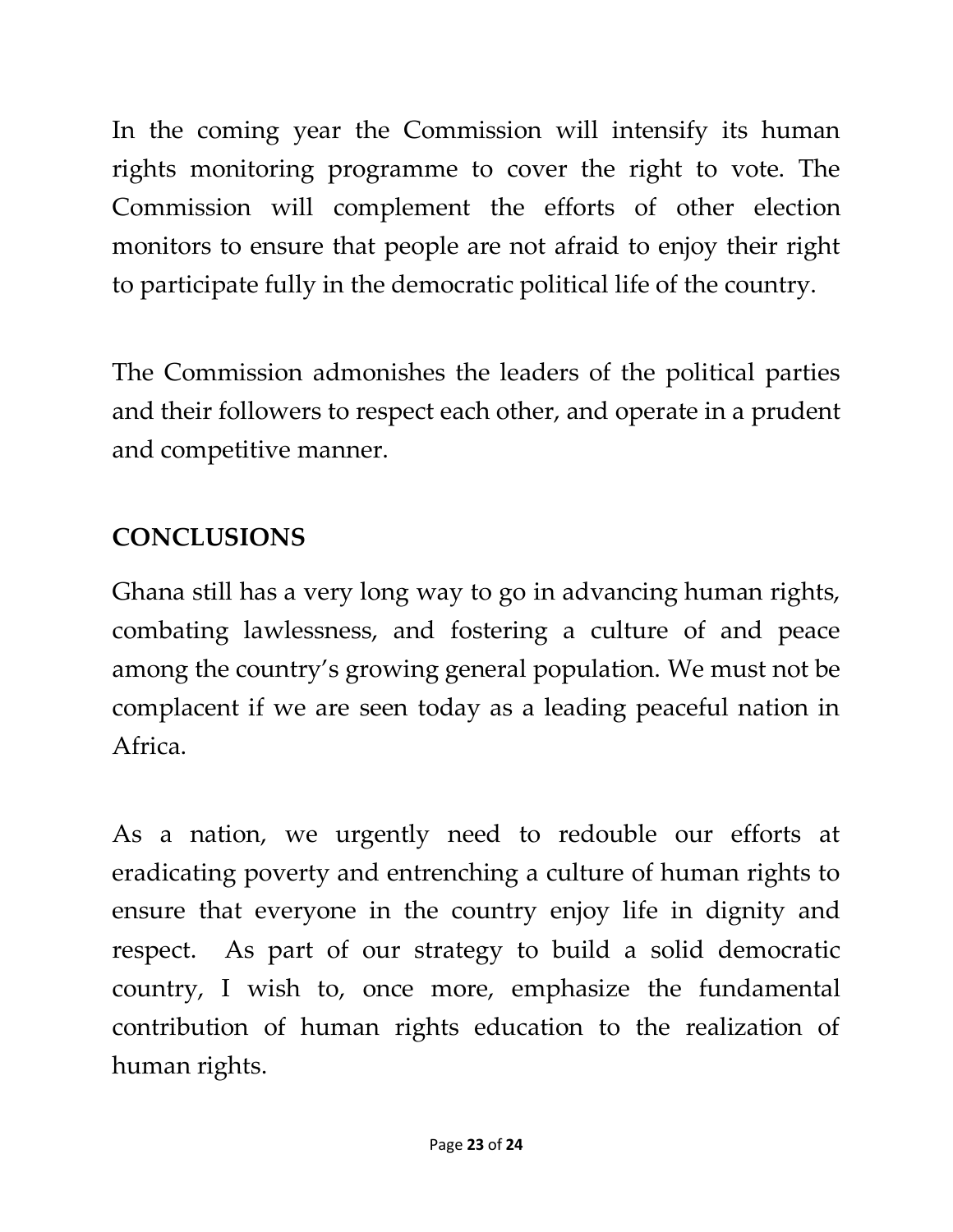In the coming year the Commission will intensify its human rights monitoring programme to cover the right to vote. The Commission will complement the efforts of other election monitors to ensure that people are not afraid to enjoy their right to participate fully in the democratic political life of the country.

The Commission admonishes the leaders of the political parties and their followers to respect each other, and operate in a prudent and competitive manner.

## CONCLUSIONS

Ghana still has a very long way to go in advancing human rights, combating lawlessness, and fostering a culture of and peace among the country's growing general population. We must not be complacent if we are seen today as a leading peaceful nation in Africa.

As a nation, we urgently need to redouble our efforts at eradicating poverty and entrenching a culture of human rights to ensure that everyone in the country enjoy life in dignity and respect. As part of our strategy to build a solid democratic country, I wish to, once more, emphasize the fundamental contribution of human rights education to the realization of human rights.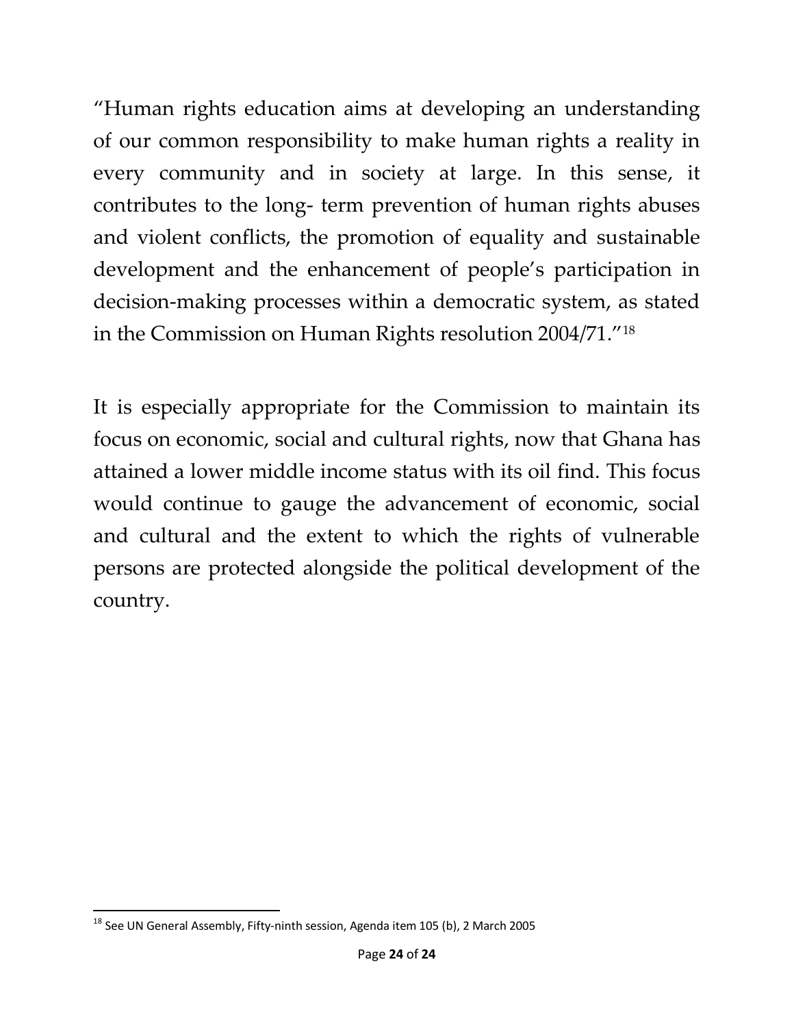"Human rights education aims at developing an understanding of our common responsibility to make human rights a reality in every community and in society at large. In this sense, it contributes to the long- term prevention of human rights abuses and violent conflicts, the promotion of equality and sustainable development and the enhancement of people's participation in decision-making processes within a democratic system, as stated in the Commission on Human Rights resolution 2004/71."[18]

It is especially appropriate for the Commission to maintain its focus on economic, social and cultural rights, now that Ghana has attained a lower middle income status with its oil find. This focus would continue to gauge the advancement of economic, social and cultural and the extent to which the rights of vulnerable persons are protected alongside the political development of the country.

[18] See UN General Assembly, Fifty-ninth session, Agenda item 105 (b), 2 March 2005